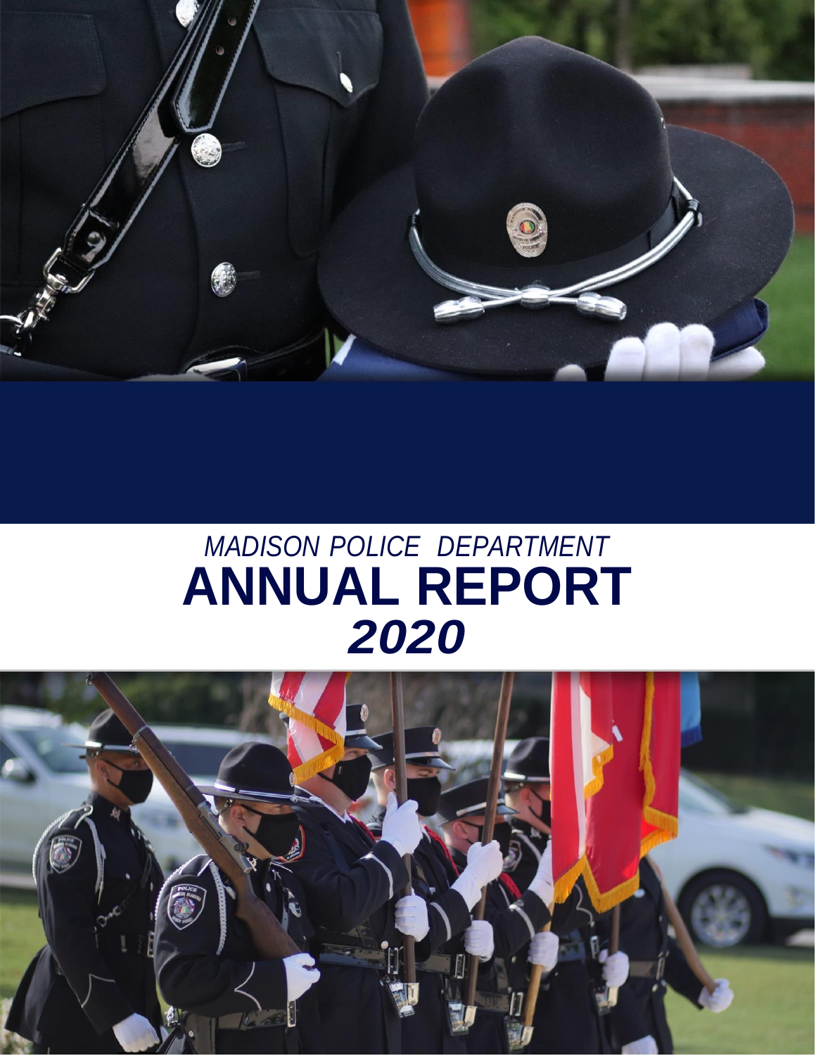*MADISON POLICE DEPARTMENT*

# ANNUAL REPORT

## *2020*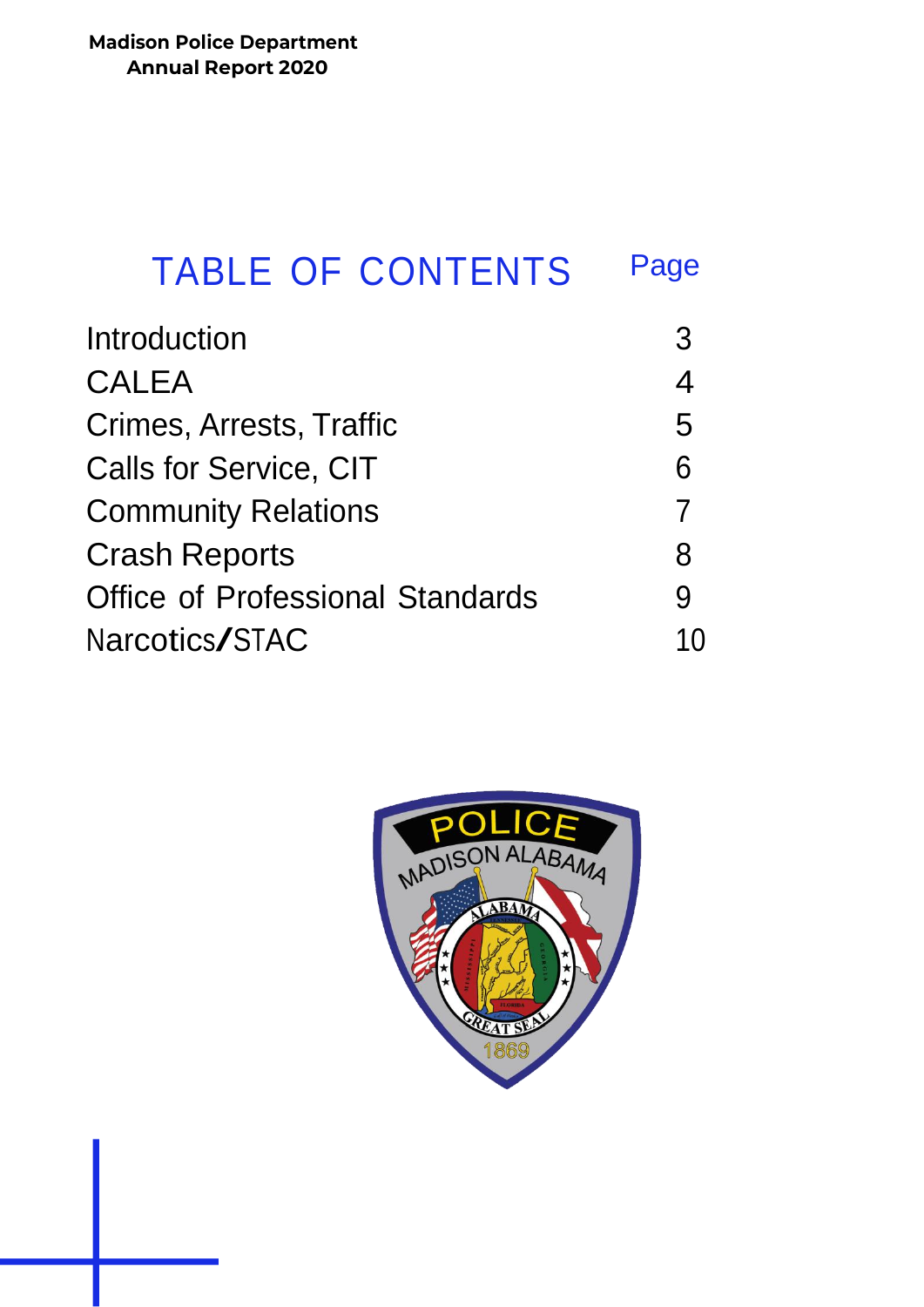Madison Police Department
Annual Report 2020

# TABLE OF CONTENTS

| | Page |
|---|---|
| Introduction | 3 |
| CALEA | 4 |
| Crimes, Arrests, Traffic | 5 |
| Calls for Service, CIT | 6 |
| Community Relations | 7 |
| Crash Reports | 8 |
| Office of Professional Standards | 9 |
| Narcotics/STAC | 10 |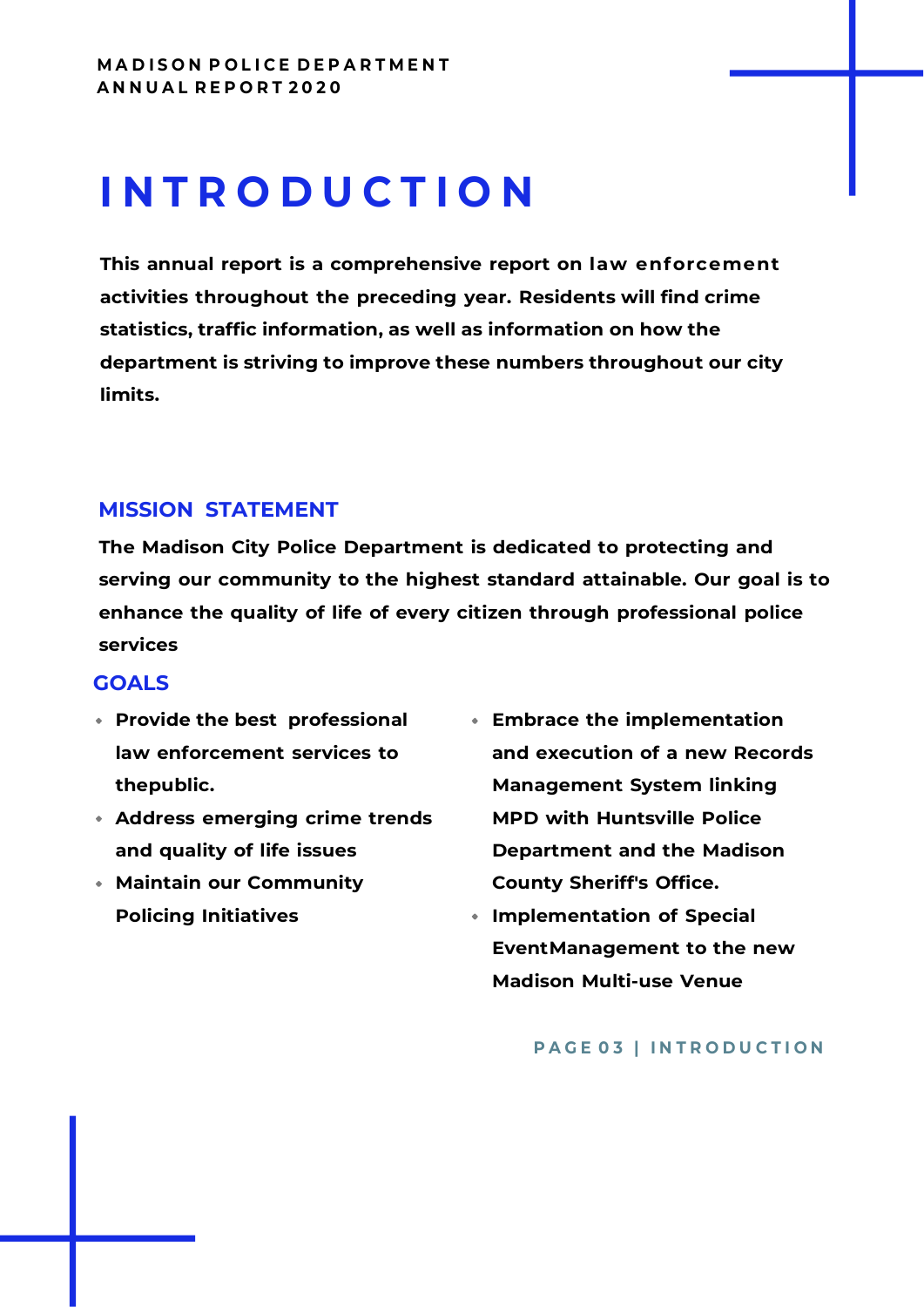# INTRODUCTION

**This annual report is a comprehensive report on law enforcement activities throughout the preceding year. Residents will find crime statistics, traffic information, as well as information on how the department is striving to improve these numbers throughout our city limits.**

## MISSION STATEMENT

**The Madison City Police Department is dedicated to protecting and serving our community to the highest standard attainable. Our goal is to enhance the quality of life of every citizen through professional police services**

## GOALS

- **Provide the best professional law enforcement services to thepublic.**
- **Address emerging crime trends and quality of life issues**
- **Maintain our Community Policing Initiatives**
- **Embrace the implementation and execution of a new Records Management System linking MPD with Huntsville Police Department and the Madison County Sheriff's Office.**
- **Implementation of Special EventManagement to the new Madison Multi-use Venue**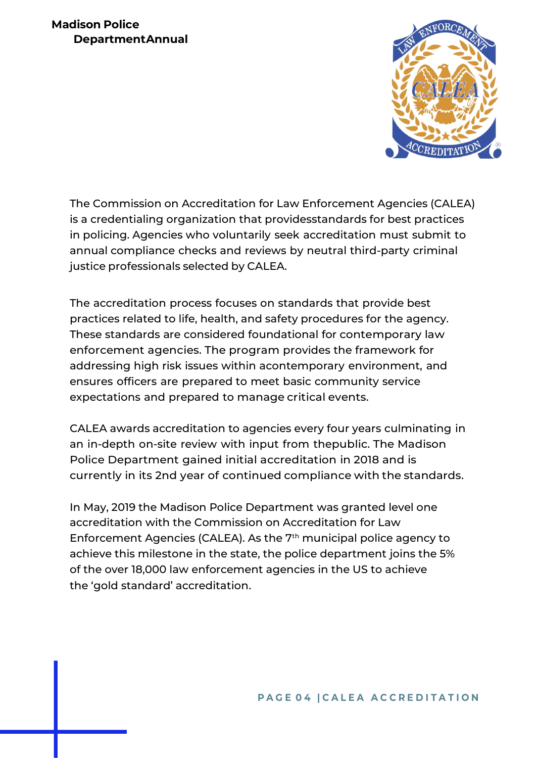The Commission on Accreditation for Law Enforcement Agencies (CALEA) is a credentialing organization that providesstandards for best practices in policing. Agencies who voluntarily seek accreditation must submit to annual compliance checks and reviews by neutral third-party criminal justice professionals selected by CALEA.

The accreditation process focuses on standards that provide best practices related to life, health, and safety procedures for the agency. These standards are considered foundational for contemporary law enforcement agencies. The program provides the framework for addressing high risk issues within acontemporary environment, and ensures officers are prepared to meet basic community service expectations and prepared to manage critical events.

CALEA awards accreditation to agencies every four years culminating in an in-depth on-site review with input from thepublic. The Madison Police Department gained initial accreditation in 2018 and is currently in its 2nd year of continued compliance with the standards.

In May, 2019 the Madison Police Department was granted level one accreditation with the Commission on Accreditation for Law Enforcement Agencies (CALEA). As the 7th municipal police agency to achieve this milestone in the state, the police department joins the 5% of the over 18,000 law enforcement agencies in the US to achieve the 'gold standard' accreditation.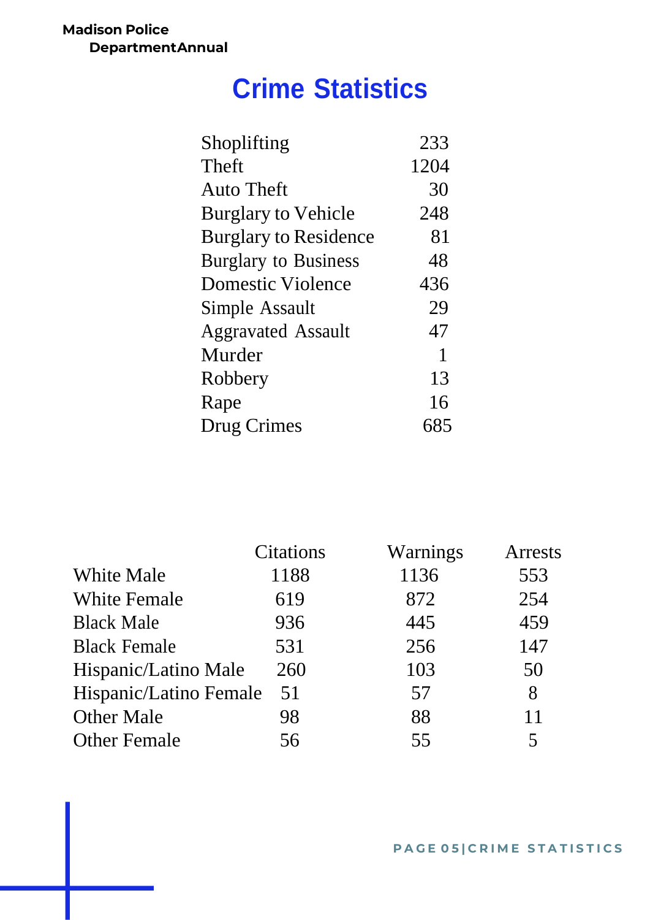Madison Police DepartmentAnnual

# Crime Statistics

| Crime | Count |
|---|---|
| Shoplifting | 233 |
| Theft | 1204 |
| Auto Theft | 30 |
| Burglary to Vehicle | 248 |
| Burglary to Residence | 81 |
| Burglary to Business | 48 |
| Domestic Violence | 436 |
| Simple Assault | 29 |
| Aggravated Assault | 47 |
| Murder | 1 |
| Robbery | 13 |
| Rape | 16 |
| Drug Crimes | 685 |

| | Citations | Warnings | Arrests |
|---|---|---|---|
| White Male | 1188 | 1136 | 553 |
| White Female | 619 | 872 | 254 |
| Black Male | 936 | 445 | 459 |
| Black Female | 531 | 256 | 147 |
| Hispanic/Latino Male | 260 | 103 | 50 |
| Hispanic/Latino Female | 51 | 57 | 8 |
| Other Male | 98 | 88 | 11 |
| Other Female | 56 | 55 | 5 |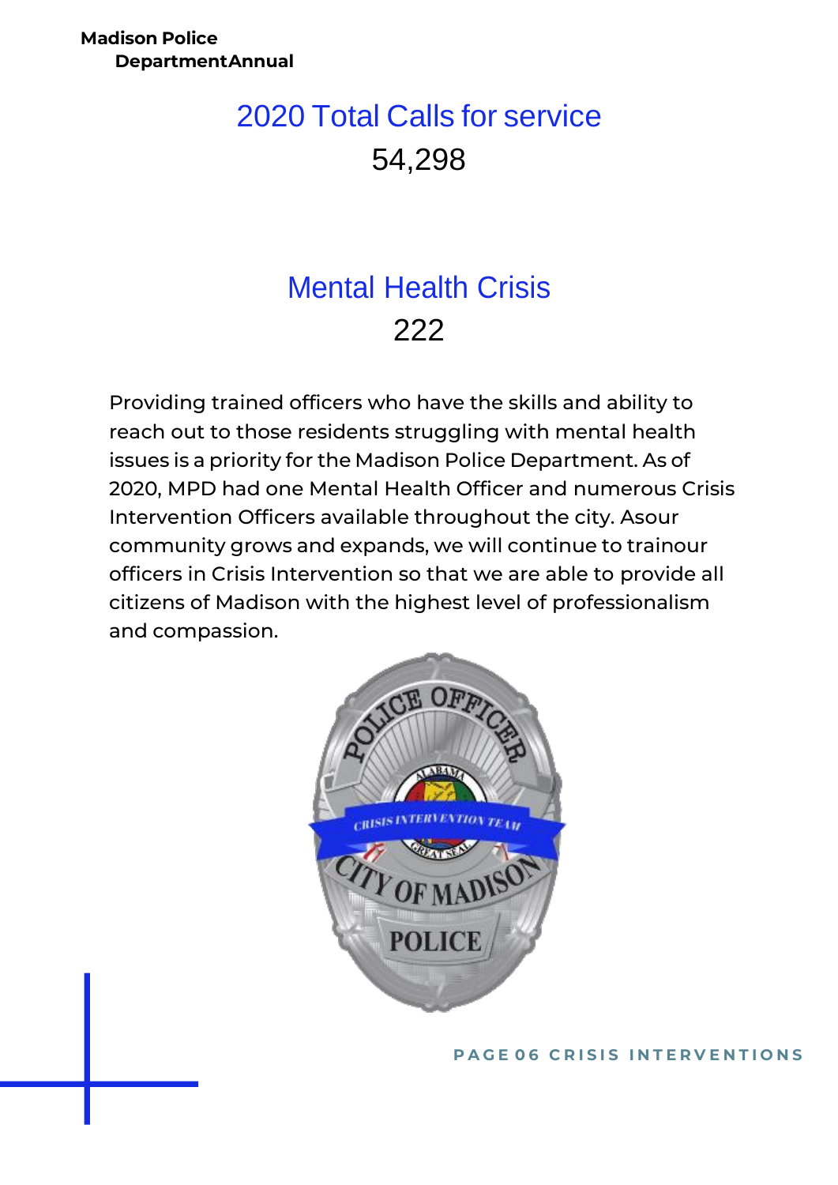## 2020 Total Calls for service

54,298

## Mental Health Crisis

222

Providing trained officers who have the skills and ability to reach out to those residents struggling with mental health issues is a priority for the Madison Police Department. As of 2020, MPD had one Mental Health Officer and numerous Crisis Intervention Officers available throughout the city. Asour community grows and expands, we will continue to trainour officers in Crisis Intervention so that we are able to provide all citizens of Madison with the highest level of professionalism and compassion.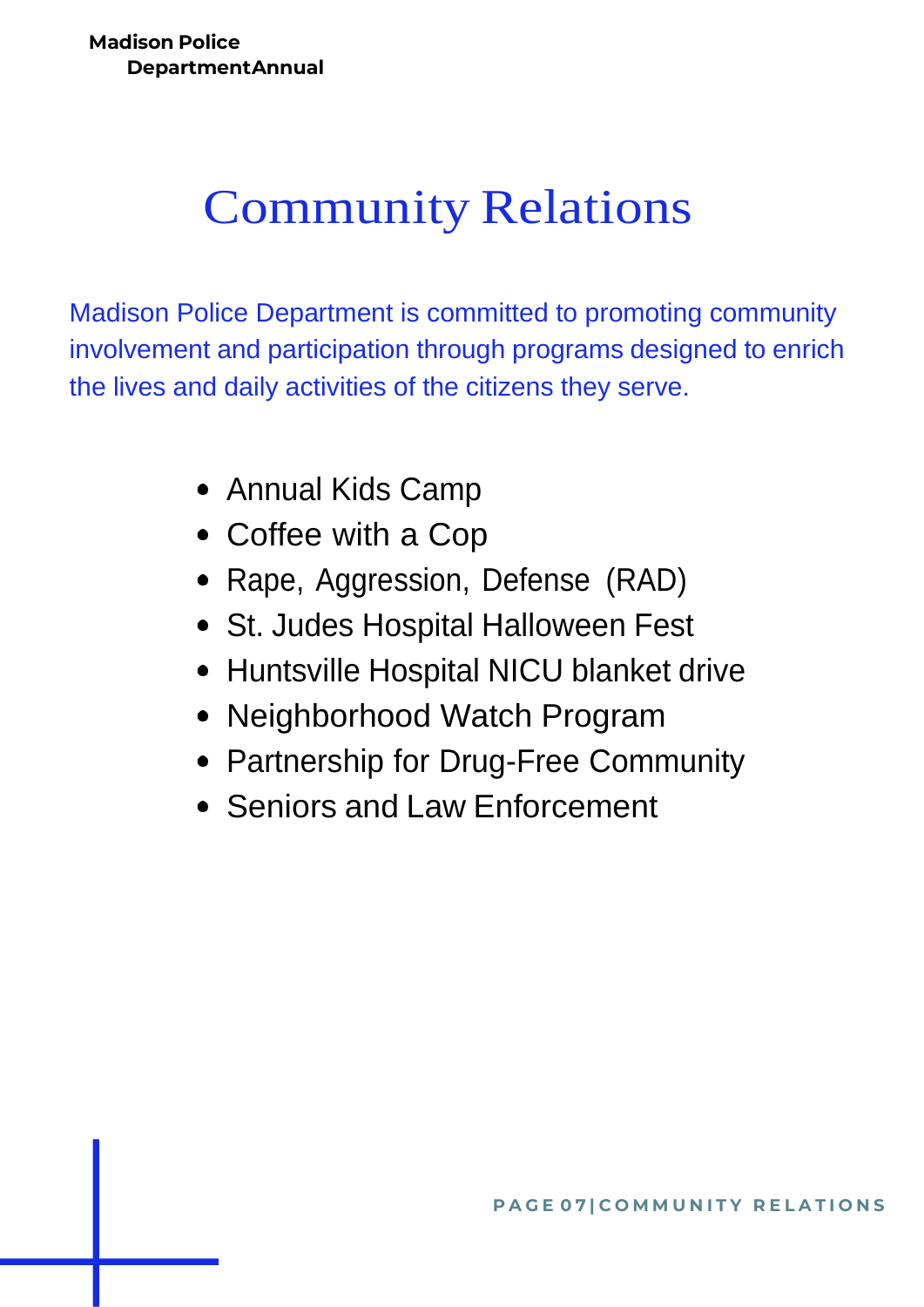# Community Relations

Madison Police Department is committed to promoting community involvement and participation through programs designed to enrich the lives and daily activities of the citizens they serve.

- Annual Kids Camp
- Coffee with a Cop
- Rape, Aggression, Defense (RAD)
- St. Judes Hospital Halloween Fest
- Huntsville Hospital NICU blanket drive
- Neighborhood Watch Program
- Partnership for Drug-Free Community
- Seniors and Law Enforcement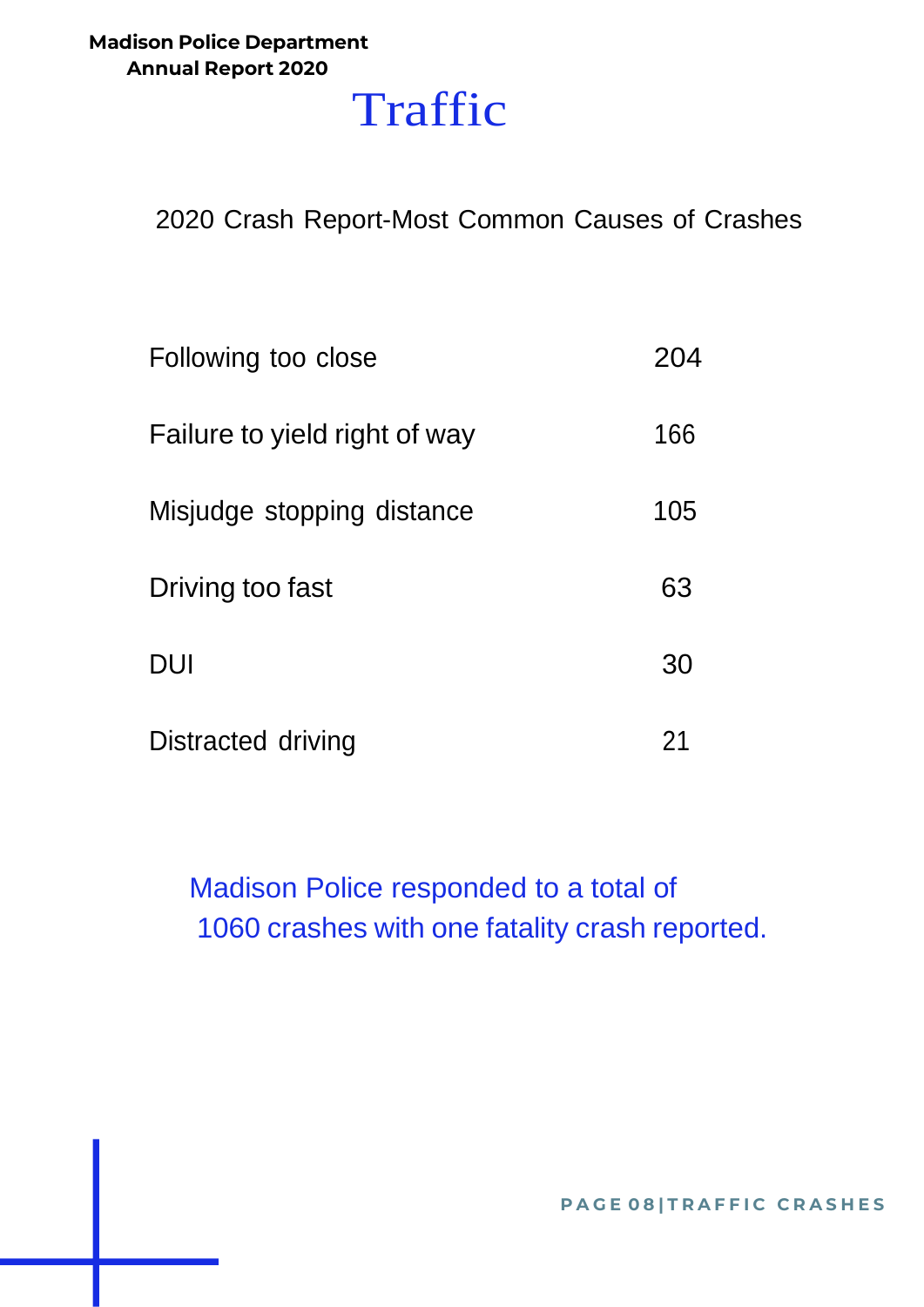# Traffic

2020 Crash Report-Most Common Causes of Crashes

| Cause | Count |
|---|---|
| Following too close | 204 |
| Failure to yield right of way | 166 |
| Misjudge stopping distance | 105 |
| Driving too fast | 63 |
| DUI | 30 |
| Distracted driving | 21 |

Madison Police responded to a total of 1060 crashes with one fatality crash reported.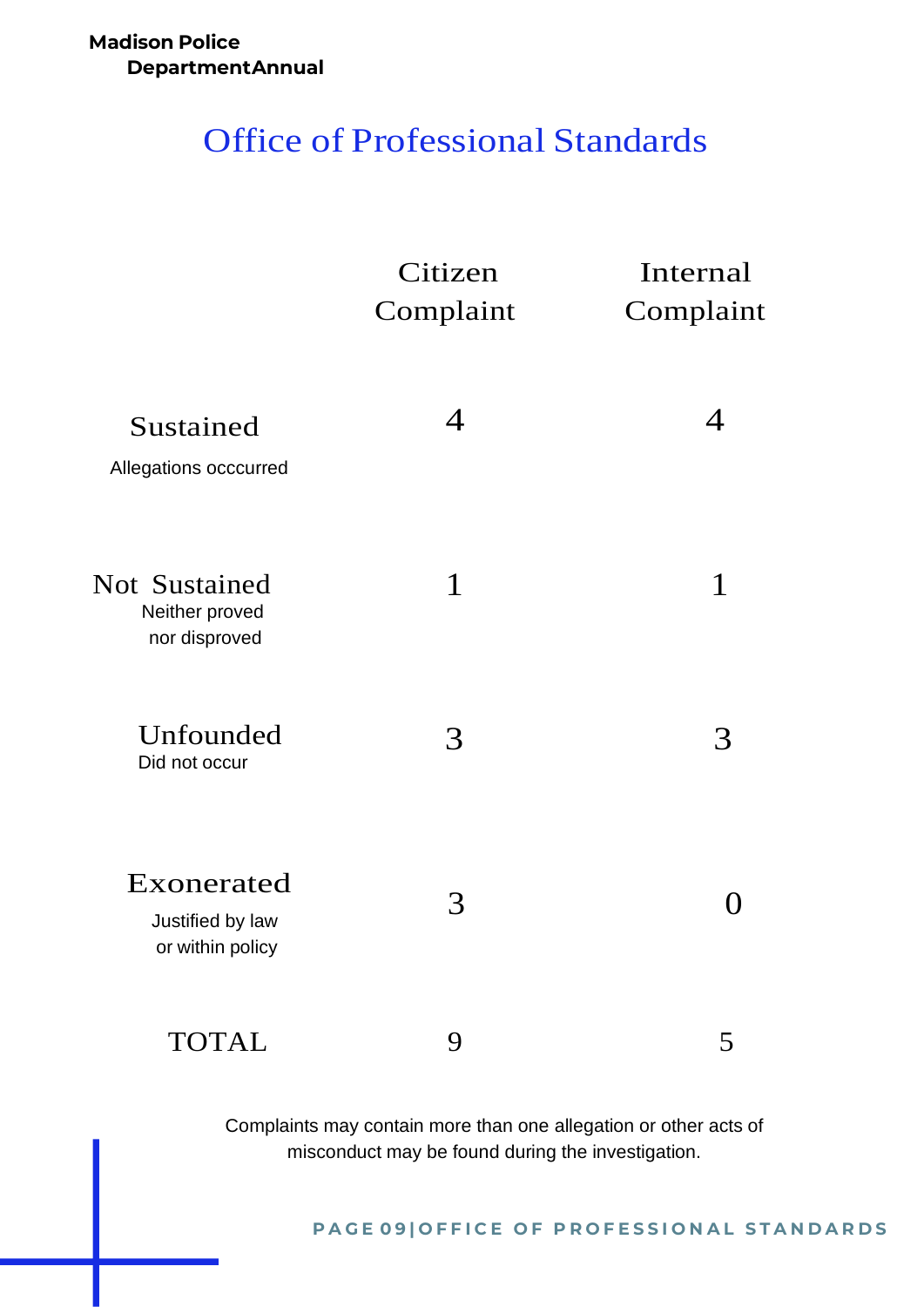# Office of Professional Standards

| | Citizen Complaint | Internal Complaint |
|---|---|---|
| Sustained<br>Allegations occcurred | 4 | 4 |
| Not Sustained<br>Neither proved nor disproved | 1 | 1 |
| Unfounded<br>Did not occur | 3 | 3 |
| Exonerated<br>Justified by law or within policy | 3 | 0 |
| TOTAL | 9 | 5 |

Complaints may contain more than one allegation or other acts of misconduct may be found during the investigation.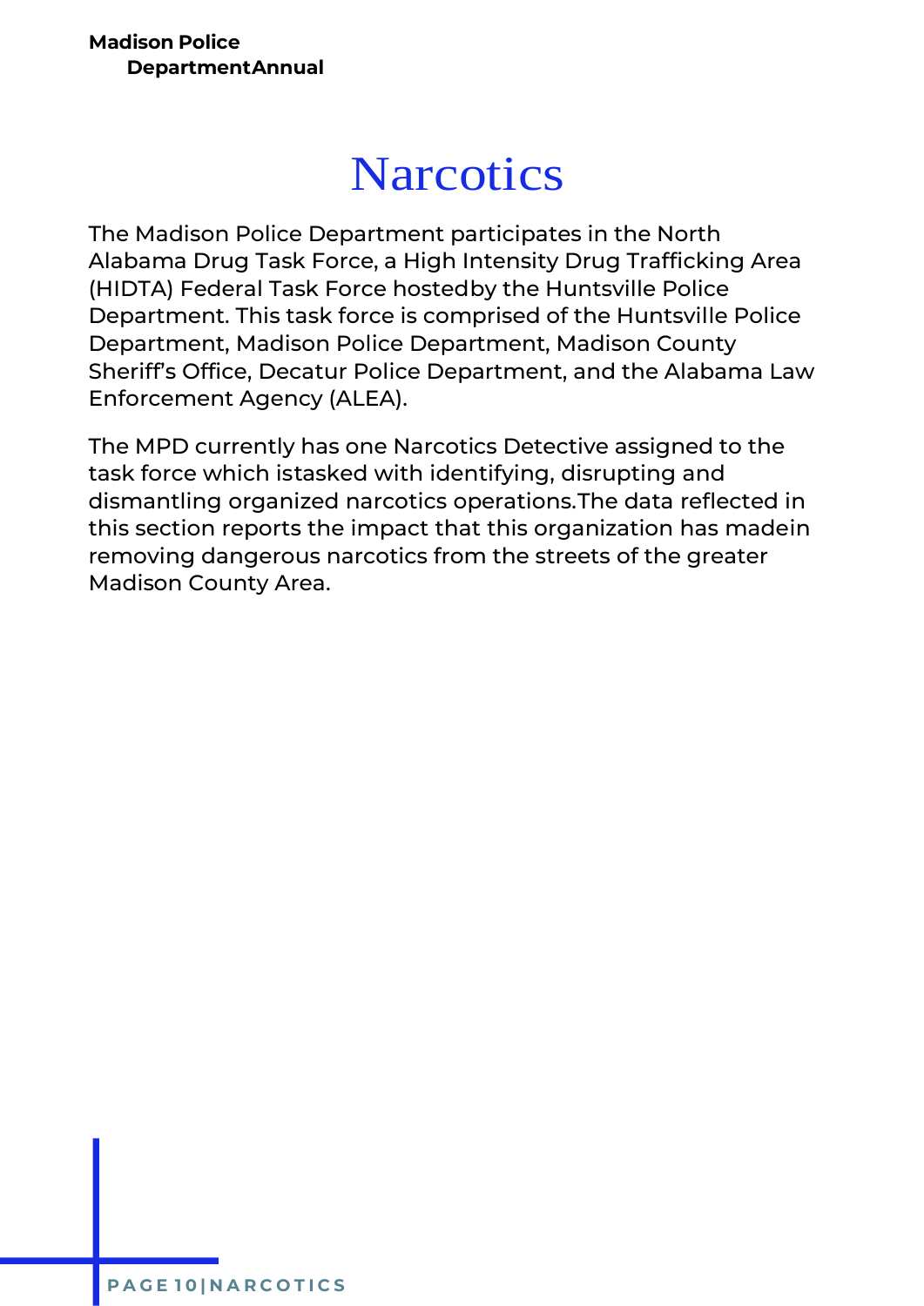# Narcotics

The Madison Police Department participates in the North Alabama Drug Task Force, a High Intensity Drug Trafficking Area (HIDTA) Federal Task Force hostedby the Huntsville Police Department. This task force is comprised of the Huntsville Police Department, Madison Police Department, Madison County Sheriff's Office, Decatur Police Department, and the Alabama Law Enforcement Agency (ALEA).

The MPD currently has one Narcotics Detective assigned to the task force which istasked with identifying, disrupting and dismantling organized narcotics operations.The data reflected in this section reports the impact that this organization has madein removing dangerous narcotics from the streets of the greater Madison County Area.